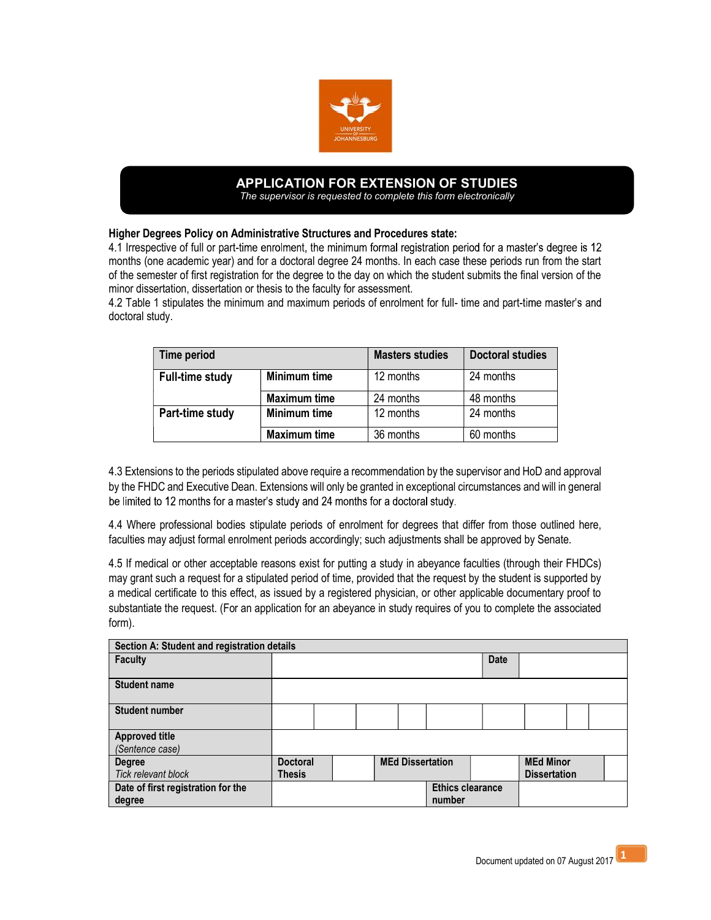# APPLICATION FOR EXTENSION OF STUDIES

*The supervisor is requested to complete this form electronically*

**Higher Degrees Policy on Administrative Structures and Procedures state:**

4.1 Irrespective of full or part-time enrolment, the minimum formal registration period for a master's degree is 12 months (one academic year) and for a doctoral degree 24 months. In each case these periods run from the start of the semester of first registration for the degree to the day on which the student submits the final version of the minor dissertation, dissertation or thesis to the faculty for assessment.

4.2 Table 1 stipulates the minimum and maximum periods of enrolment for full- time and part-time master's and doctoral study.

| Time period | | Masters studies | Doctoral studies |
|---|---|---|---|
| **Full-time study** | **Minimum time** | 12 months | 24 months |
| | **Maximum time** | 24 months | 48 months |
| **Part-time study** | **Minimum time** | 12 months | 24 months |
| | **Maximum time** | 36 months | 60 months |

4.3 Extensions to the periods stipulated above require a recommendation by the supervisor and HoD and approval by the FHDC and Executive Dean. Extensions will only be granted in exceptional circumstances and will in general be limited to 12 months for a master's study and 24 months for a doctoral study.

4.4 Where professional bodies stipulate periods of enrolment for degrees that differ from those outlined here, faculties may adjust formal enrolment periods accordingly; such adjustments shall be approved by Senate.

4.5 If medical or other acceptable reasons exist for putting a study in abeyance faculties (through their FHDCs) may grant such a request for a stipulated period of time, provided that the request by the student is supported by a medical certificate to this effect, as issued by a registered physician, or other applicable documentary proof to substantiate the request. (For an application for an abeyance in study requires of you to complete the associated form).

| **Section A: Student and registration details** | | | | | | |
|---|---|---|---|---|---|---|
| **Faculty** | | | | | **Date** | |
| **Student name** | | | | | | |
| **Student number** | | | | | | |
| **Approved title** *(Sentence case)* | | | | | | |
| **Degree** *Tick relevant block* | **Doctoral Thesis** | | **MEd Dissertation** | | **MEd Minor Dissertation** | |
| **Date of first registration for the degree** | | | **Ethics clearance number** | | | |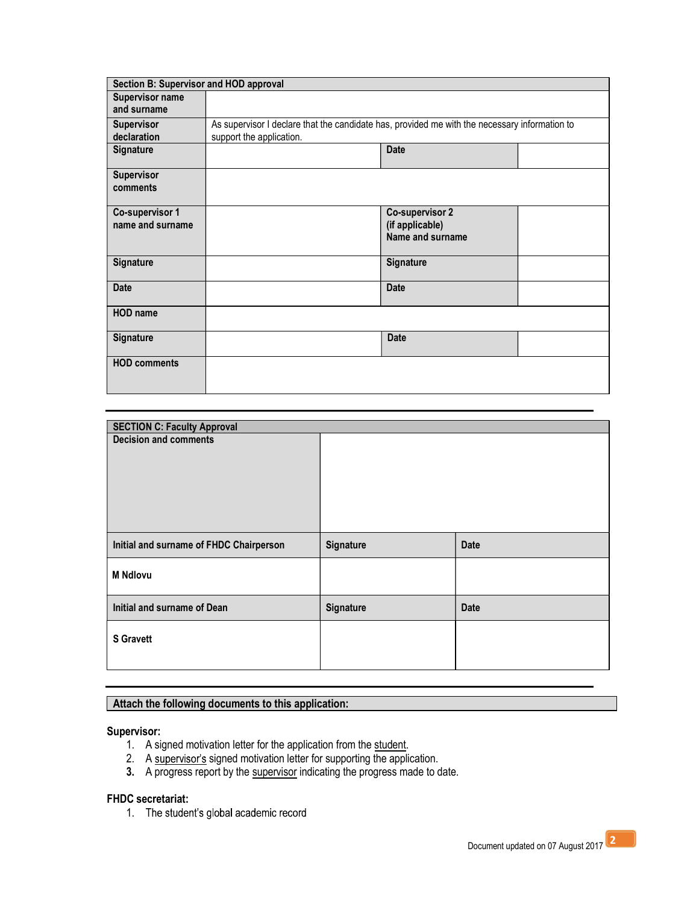| Section B: Supervisor and HOD approval | | | |
|---|---|---|---|
| **Supervisor name and surname** | | | |
| **Supervisor declaration** | As supervisor I declare that the candidate has, provided me with the necessary information to support the application. | | |
| **Signature** | | **Date** | |
| **Supervisor comments** | | | |
| **Co-supervisor 1 name and surname** | | **Co-supervisor 2 (if applicable) Name and surname** | |
| **Signature** | | **Signature** | |
| **Date** | | **Date** | |
| **HOD name** | | | |
| **Signature** | | **Date** | |
| **HOD comments** | | | |

| SECTION C: Faculty Approval | | |
|---|---|---|
| **Decision and comments** | | |
| **Initial and surname of FHDC Chairperson** | **Signature** | **Date** |
| **M Ndlovu** | | |
| **Initial and surname of Dean** | **Signature** | **Date** |
| **S Gravett** | | |

**Attach the following documents to this application:**

**Supervisor:**

1. A signed motivation letter for the application from the student.
2. A supervisor's signed motivation letter for supporting the application.
3. A progress report by the supervisor indicating the progress made to date.

**FHDC secretariat:**

1. The student's global academic record

Document updated on 07 August 2017